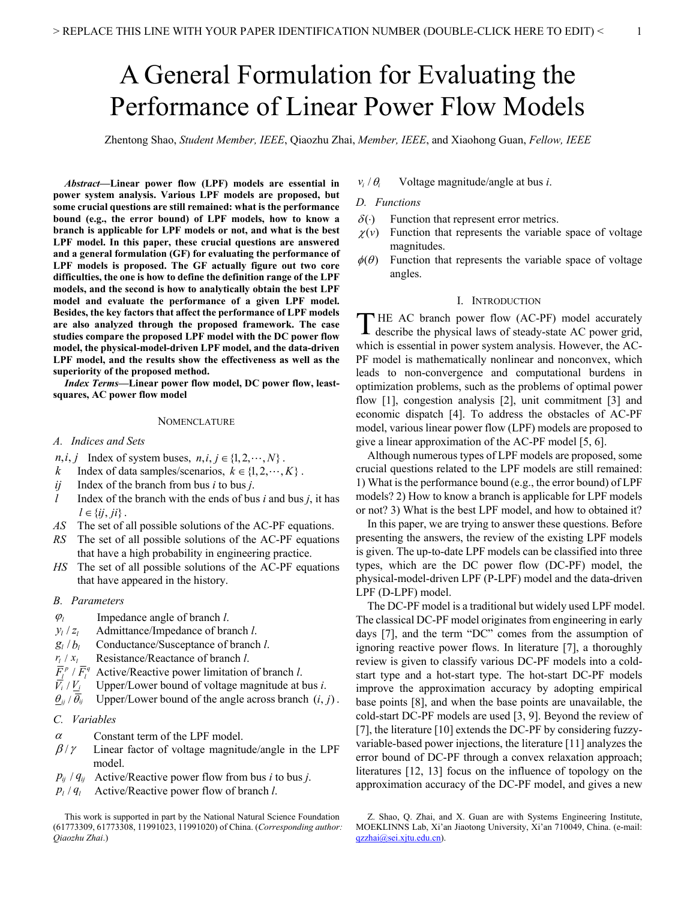# A General Formulation for Evaluating the Performance of Linear Power Flow Models

Zhentong Shao, *Student Member, IEEE*, Qiaozhu Zhai, *Member, IEEE*, and Xiaohong Guan, *Fellow, IEEE*

***Abstract*—Linear power flow (LPF) models are essential in power system analysis. Various LPF models are proposed, but some crucial questions are still remained: what is the performance bound (e.g., the error bound) of LPF models, how to know a branch is applicable for LPF models or not, and what is the best LPF model. In this paper, these crucial questions are answered and a general formulation (GF) for evaluating the performance of LPF models is proposed. The GF actually figure out two core difficulties, the one is how to define the definition range of the LPF models, and the second is how to analytically obtain the best LPF model and evaluate the performance of a given LPF model. Besides, the key factors that affect the performance of LPF models are also analyzed through the proposed framework. The case studies compare the proposed LPF model with the DC power flow model, the physical-model-driven LPF model, and the data-driven LPF model, and the results show the effectiveness as well as the superiority of the proposed method.**

***Index Terms*—Linear power flow model, DC power flow, least-squares, AC power flow model**

## NOMENCLATURE

### A. Indices and Sets

- $n, i, j$ Index of system buses, $n, i, j \in \{1, 2, \cdots, N\}$.
- $k$ Index of data samples/scenarios, $k \in \{1, 2, \cdots, K\}$.
- $ij$ Index of the branch from bus $i$ to bus $j$.
- $l$ Index of the branch with the ends of bus $i$ and bus $j$, it has $l \in \{ij, ji\}$.
- $AS$ The set of all possible solutions of the AC-PF equations.
- $RS$ The set of all possible solutions of the AC-PF equations that have a high probability in engineering practice.
- $HS$ The set of all possible solutions of the AC-PF equations that have appeared in the history.

### B. Parameters

- $\varphi_l$ Impedance angle of branch $l$.
- $y_l$ / $z_l$ Admittance/Impedance of branch $l$.
- $g_l$ / $b_l$ Conductance/Susceptance of branch $l$.
- $r_l$ / $x_l$ Resistance/Reactance of branch $l$.
- $\overline{F}_l^p$ / $\overline{F}_l^q$ Active/Reactive power limitation of branch $l$.
- $\overline{V}_i$ / $\underline{V}_i$ Upper/Lower bound of voltage magnitude at bus $i$.
- $\underline{\theta}_{ij}$ / $\overline{\theta}_{ij}$ Upper/Lower bound of the angle across branch $(i, j)$.

### C. Variables

- $\alpha$ Constant term of the LPF model.
- $\beta$ / $\gamma$ Linear factor of voltage magnitude/angle in the LPF model.
- $p_{ij}$ / $q_{ij}$ Active/Reactive power flow from bus $i$ to bus $j$.
- $p_l$ / $q_l$ Active/Reactive power flow of branch $l$.
- $v_i$ / $\theta_i$ Voltage magnitude/angle at bus $i$.

### D. Functions

- $\delta(\cdot)$ Function that represent error metrics.
- $\chi(v)$ Function that represents the variable space of voltage magnitudes.
- $\phi(\theta)$ Function that represents the variable space of voltage angles.

## I. INTRODUCTION

The AC branch power flow (AC-PF) model accurately describe the physical laws of steady-state AC power grid, which is essential in power system analysis. However, the AC-PF model is mathematically nonlinear and nonconvex, which leads to non-convergence and computational burdens in optimization problems, such as the problems of optimal power flow [1], congestion analysis [2], unit commitment [3] and economic dispatch [4]. To address the obstacles of AC-PF model, various linear power flow (LPF) models are proposed to give a linear approximation of the AC-PF model [5, 6].

Although numerous types of LPF models are proposed, some crucial questions related to the LPF models are still remained: 1) What is the performance bound (e.g., the error bound) of LPF models? 2) How to know a branch is applicable for LPF models or not? 3) What is the best LPF model, and how to obtained it?

In this paper, we are trying to answer these questions. Before presenting the answers, the review of the existing LPF models is given. The up-to-date LPF models can be classified into three types, which are the DC power flow (DC-PF) model, the physical-model-driven LPF (P-LPF) model and the data-driven LPF (D-LPF) model.

The DC-PF model is a traditional but widely used LPF model. The classical DC-PF model originates from engineering in early days [7], and the term "DC" comes from the assumption of ignoring reactive power flows. In literature [7], a thoroughly review is given to classify various DC-PF models into a cold-start type and a hot-start type. The hot-start DC-PF models improve the approximation accuracy by adopting empirical base points [8], and when the base points are unavailable, the cold-start DC-PF models are used [3, 9]. Beyond the review of [7], the literature [10] extends the DC-PF by considering fuzzy-variable-based power injections, the literature [11] analyzes the error bound of DC-PF through a convex relaxation approach; literatures [12, 13] focus on the influence of topology on the approximation accuracy of the DC-PF model, and gives a new

This work is supported in part by the National Natural Science Foundation (61773309, 61773308, 11991023, 11991020) of China. (*Corresponding author: Qiaozhu Zhai.*)

Z. Shao, Q. Zhai, and X. Guan are with Systems Engineering Institute, MOEKLINNS Lab, Xi'an Jiaotong University, Xi'an 710049, China. (e-mail: qzzhai@sei.xjtu.edu.cn).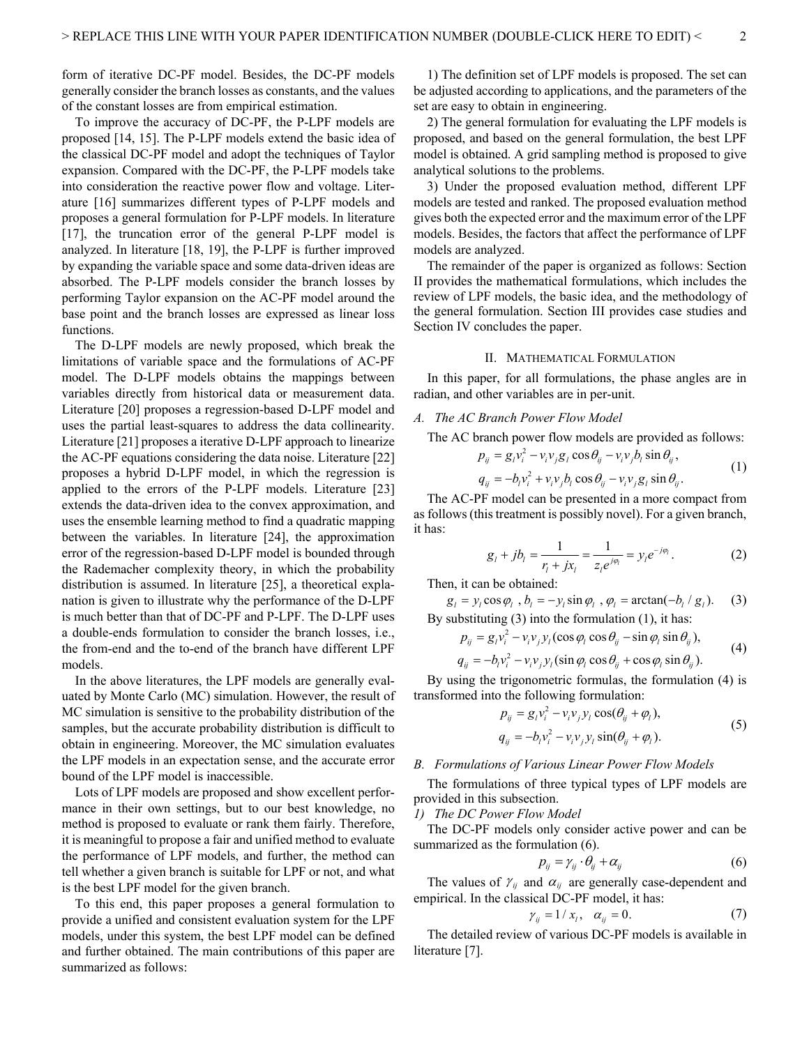form of iterative DC-PF model. Besides, the DC-PF models generally consider the branch losses as constants, and the values of the constant losses are from empirical estimation.

To improve the accuracy of DC-PF, the P-LPF models are proposed [14, 15]. The P-LPF models extend the basic idea of the classical DC-PF model and adopt the techniques of Taylor expansion. Compared with the DC-PF, the P-LPF models take into consideration the reactive power flow and voltage. Literature [16] summarizes different types of P-LPF models and proposes a general formulation for P-LPF models. In literature [17], the truncation error of the general P-LPF model is analyzed. In literature [18, 19], the P-LPF is further improved by expanding the variable space and some data-driven ideas are absorbed. The P-LPF models consider the branch losses by performing Taylor expansion on the AC-PF model around the base point and the branch losses are expressed as linear loss functions.

The D-LPF models are newly proposed, which break the limitations of variable space and the formulations of AC-PF model. The D-LPF models obtains the mappings between variables directly from historical data or measurement data. Literature [20] proposes a regression-based D-LPF model and uses the partial least-squares to address the data collinearity. Literature [21] proposes a iterative D-LPF approach to linearize the AC-PF equations considering the data noise. Literature [22] proposes a hybrid D-LPF model, in which the regression is applied to the errors of the P-LPF models. Literature [23] extends the data-driven idea to the convex approximation, and uses the ensemble learning method to find a quadratic mapping between the variables. In literature [24], the approximation error of the regression-based D-LPF model is bounded through the Rademacher complexity theory, in which the probability distribution is assumed. In literature [25], a theoretical explanation is given to illustrate why the performance of the D-LPF is much better than that of DC-PF and P-LPF. The D-LPF uses a double-ends formulation to consider the branch losses, i.e., the from-end and the to-end of the branch have different LPF models.

In the above literatures, the LPF models are generally evaluated by Monte Carlo (MC) simulation. However, the result of MC simulation is sensitive to the probability distribution of the samples, but the accurate probability distribution is difficult to obtain in engineering. Moreover, the MC simulation evaluates the LPF models in an expectation sense, and the accurate error bound of the LPF model is inaccessible.

Lots of LPF models are proposed and show excellent performance in their own settings, but to our best knowledge, no method is proposed to evaluate or rank them fairly. Therefore, it is meaningful to propose a fair and unified method to evaluate the performance of LPF models, and further, the method can tell whether a given branch is suitable for LPF or not, and what is the best LPF model for the given branch.

To this end, this paper proposes a general formulation to provide a unified and consistent evaluation system for the LPF models, under this system, the best LPF model can be defined and further obtained. The main contributions of this paper are summarized as follows:

1) The definition set of LPF models is proposed. The set can be adjusted according to applications, and the parameters of the set are easy to obtain in engineering.

2) The general formulation for evaluating the LPF models is proposed, and based on the general formulation, the best LPF model is obtained. A grid sampling method is proposed to give analytical solutions to the problems.

3) Under the proposed evaluation method, different LPF models are tested and ranked. The proposed evaluation method gives both the expected error and the maximum error of the LPF models. Besides, the factors that affect the performance of LPF models are analyzed.

The remainder of the paper is organized as follows: Section II provides the mathematical formulations, which includes the review of LPF models, the basic idea, and the methodology of the general formulation. Section III provides case studies and Section IV concludes the paper.

## II. Mathematical Formulation

In this paper, for all formulations, the phase angles are in radian, and other variables are in per-unit.

### *A. The AC Branch Power Flow Model*

The AC branch power flow models are provided as follows:

$$
\begin{aligned}
p_{ij} &= g_l v_i^2 - v_i v_j g_l \cos\theta_{ij} - v_i v_j b_l \sin\theta_{ij}, \\
q_{ij} &= -b_l v_i^2 + v_i v_j b_l \cos\theta_{ij} - v_i v_j g_l \sin\theta_{ij}.
\end{aligned} \tag{1}
$$

The AC-PF model can be presented in a more compact from as follows (this treatment is possibly novel). For a given branch, it has:

$$
g_l + jb_l = \frac{1}{r_l + jx_l} = \frac{1}{z_l e^{j\varphi_l}} = y_l e^{-j\varphi_l}. \tag{2}
$$

Then, it can be obtained:

$$
g_l = y_l \cos\varphi_l \text{ , } b_l = -y_l \sin\varphi_l \text{ , } \varphi_l = \arctan(-b_l / g_l). \tag{3}
$$

By substituting (3) into the formulation (1), it has:

$$
\begin{aligned}
p_{ij} &= g_l v_i^2 - v_i v_j y_l (\cos\varphi_l \cos\theta_{ij} - \sin\varphi_l \sin\theta_{ij}), \\
q_{ij} &= -b_l v_i^2 - v_i v_j y_l (\sin\varphi_l \cos\theta_{ij} + \cos\varphi_l \sin\theta_{ij}).
\end{aligned} \tag{4}
$$

By using the trigonometric formulas, the formulation (4) is transformed into the following formulation:

$$
\begin{aligned}
p_{ij} &= g_l v_i^2 - v_i v_j y_l \cos(\theta_{ij} + \varphi_l), \\
q_{ij} &= -b_l v_i^2 - v_i v_j y_l \sin(\theta_{ij} + \varphi_l).
\end{aligned} \tag{5}
$$

### *B. Formulations of Various Linear Power Flow Models*

The formulations of three typical types of LPF models are provided in this subsection.

*1) The DC Power Flow Model*

The DC-PF models only consider active power and can be summarized as the formulation (6).

$$
p_{ij} = \gamma_{ij} \cdot \theta_{ij} + \alpha_{ij} \tag{6}
$$

The values of $\gamma_{ij}$ and $\alpha_{ij}$ are generally case-dependent and empirical. In the classical DC-PF model, it has:

$$
\gamma_{ij} = 1/x_l, \quad \alpha_{ij} = 0. \tag{7}
$$

The detailed review of various DC-PF models is available in literature [7].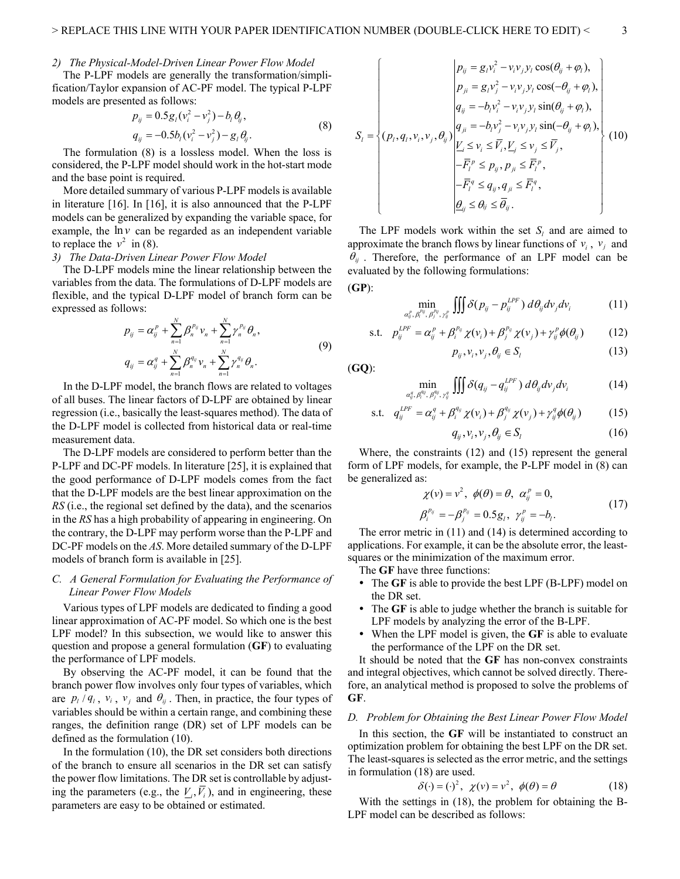### 2) The Physical-Model-Driven Linear Power Flow Model

The P-LPF models are generally the transformation/simplification/Taylor expansion of AC-PF model. The typical P-LPF models are presented as follows:

$$
\begin{aligned}
p_{ij} &= 0.5 g_l (v_i^2 - v_j^2) - b_l \theta_{ij}, \\
q_{ij} &= -0.5 b_l (v_i^2 - v_j^2) - g_l \theta_{ij}.
\end{aligned} \tag{8}
$$

The formulation (8) is a lossless model. When the loss is considered, the P-LPF model should work in the hot-start mode and the base point is required.

More detailed summary of various P-LPF models is available in literature [16]. In [16], it is also announced that the P-LPF models can be generalized by expanding the variable space, for example, the $\ln v$ can be regarded as an independent variable to replace the $v^2$ in (8).

### 3) The Data-Driven Linear Power Flow Model

The D-LPF models mine the linear relationship between the variables from the data. The formulations of D-LPF models are flexible, and the typical D-LPF model of branch form can be expressed as follows:

$$
\begin{aligned}
p_{ij} &= \alpha_{ij}^{p} + \sum_{n=1}^{N} \beta_n^{p_{ij}} v_n + \sum_{n=1}^{N} \gamma_n^{p_{ij}} \theta_n, \\
q_{ij} &= \alpha_{ij}^{q} + \sum_{n=1}^{N} \beta_n^{q_{ij}} v_n + \sum_{n=1}^{N} \gamma_n^{q_{ij}} \theta_n.
\end{aligned} \tag{9}
$$

In the D-LPF model, the branch flows are related to voltages of all buses. The linear factors of D-LPF are obtained by linear regression (i.e., basically the least-squares method). The data of the D-LPF model is collected from historical data or real-time measurement data.

The D-LPF models are considered to perform better than the P-LPF and DC-PF models. In literature [25], it is explained that the good performance of D-LPF models come from the fact that the D-LPF models are the best linear approximation on the *RS* (i.e., the regional set defined by the data), and the scenarios in the *RS* has a high probability of appearing in engineering. On the contrary, the D-LPF may perform worse than the P-LPF and DC-PF models on the *AS*. More detailed summary of the D-LPF models of branch form is available in [25].

## C. A General Formulation for Evaluating the Performance of Linear Power Flow Models

Various types of LPF models are dedicated to finding a good linear approximation of AC-PF model. So which one is the best LPF model? In this subsection, we would like to answer this question and propose a general formulation (**GF**) to evaluating the performance of LPF models.

By observing the AC-PF model, it can be found that the branch power flow involves only four types of variables, which are $p_l / q_l$, $v_i$, $v_j$ and $\theta_{ij}$. Then, in practice, the four types of variables should be within a certain range, and combining these ranges, the definition range (DR) set of LPF models can be defined as the formulation (10).

In the formulation (10), the DR set considers both directions of the branch to ensure all scenarios in the DR set can satisfy the power flow limitations. The DR set is controllable by adjusting the parameters (e.g., the $\underline{V}_i, \overline{V}_i$), and in engineering, these parameters are easy to be obtained or estimated.

$$
S_l = \left\{ (p_l, q_l, v_i, v_j, \theta_{ij}) \left| 
\begin{aligned}
& p_{ij} = g_l v_i^2 - v_i v_j y_l \cos(\theta_{ij} + \varphi_l), \\
& p_{ji} = g_l v_j^2 - v_i v_j y_l \cos(-\theta_{ij} + \varphi_l), \\
& q_{ij} = -b_l v_i^2 - v_i v_j y_l \sin(\theta_{ij} + \varphi_l), \\
& q_{ji} = -b_l v_j^2 - v_i v_j y_l \sin(-\theta_{ij} + \varphi_l), \\
& \underline{V}_i \le v_i \le \overline{V}_i, \underline{V}_j \le v_j \le \overline{V}_j, \\
& -\overline{F}_l^{p} \le p_{ij}, p_{ji} \le \overline{F}_l^{p}, \\
& -\overline{F}_l^{q} \le q_{ij}, q_{ji} \le \overline{F}_l^{q}, \\
& \underline{\theta}_{ij} \le \theta_{ij} \le \overline{\theta}_{ij}.
\end{aligned}
\right. \right\} \tag{10}
$$

The LPF models work within the set $S_l$ and are aimed to approximate the branch flows by linear functions of $v_i$, $v_j$ and $\theta_{ij}$. Therefore, the performance of an LPF model can be evaluated by the following formulations:

(**GP**):

$$
\min_{\alpha_{ij}^{p}, \beta_i^{p_{ij}}, \beta_j^{p_{ij}}, \gamma_{ij}^{p}} \iiint \delta(p_{ij} - p_{ij}^{LPF}) \, d\theta_{ij} dv_j dv_i \tag{11}
$$

$$
\text{s.t.} \quad p_{ij}^{LPF} = \alpha_{ij}^{p} + \beta_i^{p_{ij}} \chi(v_i) + \beta_j^{p_{ij}} \chi(v_j) + \gamma_{ij}^{p} \phi(\theta_{ij}) \tag{12}
$$

$$
p_{ij}, v_i, v_j, \theta_{ij} \in S_l \tag{13}
$$

(**GQ**):

$$
\min_{\alpha_{ij}^{q}, \beta_i^{q_{ij}}, \beta_j^{q_{ij}}, \gamma_{ij}^{q}} \iiint \delta(q_{ij} - q_{ij}^{LPF}) \, d\theta_{ij} dv_j dv_i \tag{14}
$$

$$
\text{s.t.} \quad q_{ij}^{LPF} = \alpha_{ij}^{q} + \beta_i^{q_{ij}} \chi(v_i) + \beta_j^{q_{ij}} \chi(v_j) + \gamma_{ij}^{q} \phi(\theta_{ij}) \tag{15}
$$

$$
q_{ij}, v_i, v_j, \theta_{ij} \in S_l \tag{16}
$$

Where, the constraints (12) and (15) represent the general form of LPF models, for example, the P-LPF model in (8) can be generalized as:

$$
\begin{aligned}
& \chi(v) = v^2, \ \phi(\theta) = \theta, \ \alpha_{ij}^{p} = 0, \\
& \beta_i^{p_{ij}} = -\beta_j^{p_{ij}} = 0.5 g_l, \ \gamma_{ij}^{p} = -b_l.
\end{aligned} \tag{17}
$$

The error metric in (11) and (14) is determined according to applications. For example, it can be the absolute error, the least-squares or the minimization of the maximum error.

The **GF** have three functions:

- The **GF** is able to provide the best LPF (B-LPF) model on the DR set.
- The **GF** is able to judge whether the branch is suitable for LPF models by analyzing the error of the B-LPF.
- When the LPF model is given, the **GF** is able to evaluate the performance of the LPF on the DR set.

It should be noted that the **GF** has non-convex constraints and integral objectives, which cannot be solved directly. Therefore, an analytical method is proposed to solve the problems of **GF**.

## D. Problem for Obtaining the Best Linear Power Flow Model

In this section, the **GF** will be instantiated to construct an optimization problem for obtaining the best LPF on the DR set. The least-squares is selected as the error metric, and the settings in formulation (18) are used.

$$
\delta(\cdot) = (\cdot)^2, \ \chi(v) = v^2, \ \phi(\theta) = \theta \tag{18}
$$

With the settings in (18), the problem for obtaining the B-LPF model can be described as follows: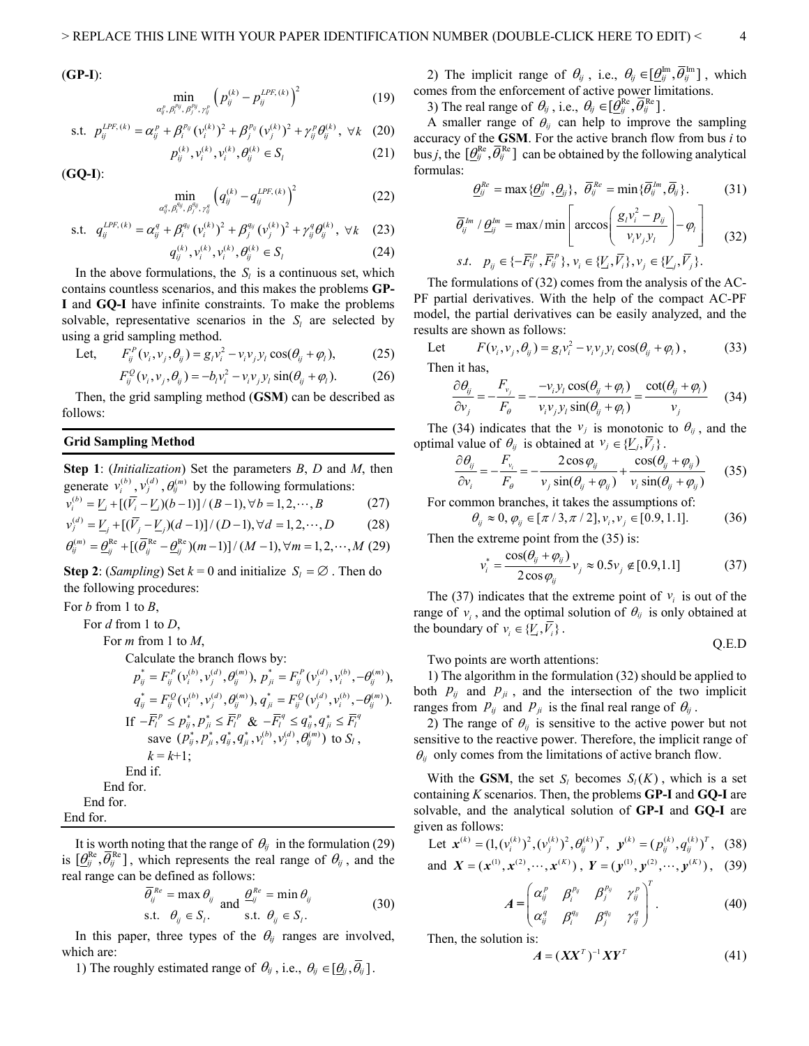(**GP-I**):

$$\min_{\alpha_{ij}^p,\beta_i^{p_{ij}},\beta_j^{p_{ij}},\gamma_{ij}^p} \left(p_{ij}^{(k)} - p_{ij}^{LPF,(k)}\right)^2 \tag{19}$$

$$\text{s.t.}\quad p_{ij}^{LPF,(k)} = \alpha_{ij}^p + \beta_i^{p_{ij}}(v_i^{(k)})^2 + \beta_j^{p_{ij}}(v_j^{(k)})^2 + \gamma_{ij}^p\theta_{ij}^{(k)},\ \forall k \tag{20}$$

$$p_{ij}^{(k)}, v_i^{(k)}, v_i^{(k)}, \theta_{ij}^{(k)} \in S_l \tag{21}$$

(**GQ-I**):

$$\min_{\alpha_{ij}^q,\beta_i^{q_{ij}},\beta_j^{q_{ij}},\gamma_{ij}^q} \left(q_{ij}^{(k)} - q_{ij}^{LPF,(k)}\right)^2 \tag{22}$$

$$\text{s.t.}\quad q_{ij}^{LPF,(k)} = \alpha_{ij}^q + \beta_i^{q_{ij}}(v_i^{(k)})^2 + \beta_j^{q_{ij}}(v_j^{(k)})^2 + \gamma_{ij}^q\theta_{ij}^{(k)},\ \forall k \tag{23}$$

$$q_{ij}^{(k)}, v_i^{(k)}, v_i^{(k)}, \theta_{ij}^{(k)} \in S_l \tag{24}$$

In the above formulations, the $S_l$ is a continuous set, which contains countless scenarios, and this makes the problems **GP-I** and **GQ-I** have infinite constraints. To make the problems solvable, representative scenarios in the $S_l$ are selected by using a grid sampling method.

Let,
$$F_{ij}^P(v_i,v_j,\theta_{ij}) = g_l v_i^2 - v_i v_j y_l \cos(\theta_{ij}+\varphi_l), \tag{25}$$

$$F_{ij}^Q(v_i,v_j,\theta_{ij}) = -b_l v_i^2 - v_i v_j y_l \sin(\theta_{ij}+\varphi_l). \tag{26}$$

Then, the grid sampling method (**GSM**) can be described as follows:

---

**Grid Sampling Method**

---

**Step 1**: (*Initialization*) Set the parameters *B*, *D* and *M*, then generate $v_i^{(b)}, v_j^{(d)}, \theta_{ij}^{(m)}$ by the following formulations:

$$v_i^{(b)} = \underline{V}_i + [(\overline{V}_i - \underline{V}_i)(b-1)]/(B-1), \forall b = 1,2,\cdots,B \tag{27}$$

$$v_j^{(d)} = \underline{V}_j + [(\overline{V}_j - \underline{V}_j)(d-1)]/(D-1), \forall d = 1,2,\cdots,D \tag{28}$$

$$\theta_{ij}^{(m)} = \underline{\theta}_{ij}^{\text{Re}} + [(\overline{\theta}_{ij}^{\text{Re}} - \underline{\theta}_{ij}^{\text{Re}})(m-1)]/(M-1), \forall m = 1,2,\cdots,M \tag{29}$$

**Step 2**: (*Sampling*) Set $k = 0$ and initialize $S_l = \varnothing$. Then do the following procedures:

For *b* from 1 to *B*,
&nbsp;&nbsp;&nbsp;&nbsp;For *d* from 1 to *D*,
&nbsp;&nbsp;&nbsp;&nbsp;&nbsp;&nbsp;&nbsp;&nbsp;For *m* from 1 to *M*,
&nbsp;&nbsp;&nbsp;&nbsp;&nbsp;&nbsp;&nbsp;&nbsp;&nbsp;&nbsp;&nbsp;&nbsp;Calculate the branch flows by:

$$p_{ij}^* = F_{ij}^P(v_i^{(b)}, v_j^{(d)}, \theta_{ij}^{(m)}),\ p_{ji}^* = F_{ij}^P(v_j^{(d)}, v_i^{(b)}, -\theta_{ij}^{(m)}),$$
$$q_{ij}^* = F_{ij}^Q(v_i^{(b)}, v_j^{(d)}, \theta_{ij}^{(m)}),\ q_{ji}^* = F_{ij}^Q(v_j^{(d)}, v_i^{(b)}, -\theta_{ij}^{(m)}).$$

&nbsp;&nbsp;&nbsp;&nbsp;&nbsp;&nbsp;&nbsp;&nbsp;&nbsp;&nbsp;&nbsp;&nbsp;If $-\overline{F}_l^p \le p_{ij}^*, p_{ji}^* \le \overline{F}_l^p$ & $-\overline{F}_l^q \le q_{ij}^*, q_{ji}^* \le \overline{F}_l^q$
&nbsp;&nbsp;&nbsp;&nbsp;&nbsp;&nbsp;&nbsp;&nbsp;&nbsp;&nbsp;&nbsp;&nbsp;&nbsp;&nbsp;&nbsp;&nbsp;save $(p_{ij}^*, p_{ji}^*, q_{ij}^*, q_{ji}^*, v_i^{(b)}, v_j^{(d)}, \theta_{ij}^{(m)})$ to $S_l$,
&nbsp;&nbsp;&nbsp;&nbsp;&nbsp;&nbsp;&nbsp;&nbsp;&nbsp;&nbsp;&nbsp;&nbsp;&nbsp;&nbsp;&nbsp;&nbsp;$k = k+1$;
&nbsp;&nbsp;&nbsp;&nbsp;&nbsp;&nbsp;&nbsp;&nbsp;&nbsp;&nbsp;&nbsp;&nbsp;End if.
&nbsp;&nbsp;&nbsp;&nbsp;&nbsp;&nbsp;&nbsp;&nbsp;End for.
&nbsp;&nbsp;&nbsp;&nbsp;End for.
End for.

---

It is worth noting that the range of $\theta_{ij}$ in the formulation (29) is $[\underline{\theta}_{ij}^{\text{Re}}, \overline{\theta}_{ij}^{\text{Re}}]$, which represents the real range of $\theta_{ij}$, and the real range can be defined as follows:

$$\overline{\theta}_{ij}^{Re} = \max \theta_{ij} \quad \text{and} \quad \underline{\theta}_{ij}^{Re} = \min \theta_{ij}$$
$$\text{s.t.}\ \ \theta_{ij} \in S_l. \qquad\qquad \text{s.t.}\ \ \theta_{ij} \in S_l. \tag{30}$$

In this paper, three types of the $\theta_{ij}$ ranges are involved, which are:

1) The roughly estimated range of $\theta_{ij}$, i.e., $\theta_{ij} \in [\underline{\theta}_{ij}, \overline{\theta}_{ij}]$.

2) The implicit range of $\theta_{ij}$, i.e., $\theta_{ij} \in [\underline{\theta}_{ij}^{\text{Im}}, \overline{\theta}_{ij}^{\text{Im}}]$, which comes from the enforcement of active power limitations.

3) The real range of $\theta_{ij}$, i.e., $\theta_{ij} \in [\underline{\theta}_{ij}^{\text{Re}}, \overline{\theta}_{ij}^{\text{Re}}]$.

A smaller range of $\theta_{ij}$ can help to improve the sampling accuracy of the **GSM**. For the active branch flow from bus *i* to bus *j*, the $[\underline{\theta}_{ij}^{\text{Re}}, \overline{\theta}_{ij}^{\text{Re}}]$ can be obtained by the following analytical formulas:

$$\underline{\theta}_{ij}^{Re} = \max\{\underline{\theta}_{ij}^{Im}, \underline{\theta}_{ij}\},\ \ \overline{\theta}_{ij}^{Re} = \min\{\overline{\theta}_{ij}^{Im}, \overline{\theta}_{ij}\}. \tag{31}$$

$$\overline{\theta}_{ij}^{Im} / \underline{\theta}_{ij}^{Im} = \max/\min\left[\arccos\left(\frac{g_l v_i^2 - p_{ij}}{v_i v_j y_l}\right) - \varphi_l\right]$$
$$s.t.\ \ p_{ij} \in \{-\overline{F}_{ij}^p, \overline{F}_{ij}^p\}, v_i \in \{\underline{V}_i, \overline{V}_i\}, v_j \in \{\underline{V}_j, \overline{V}_j\}. \tag{32}$$

The formulations of (32) comes from the analysis of the AC-PF partial derivatives. With the help of the compact AC-PF model, the partial derivatives can be easily analyzed, and the results are shown as follows:

Let
$$F(v_i, v_j, \theta_{ij}) = g_l v_i^2 - v_i v_j y_l \cos(\theta_{ij}+\varphi_l), \tag{33}$$

Then it has,

$$\frac{\partial\theta_{ij}}{\partial v_j} = -\frac{F_{v_j}}{F_\theta} = -\frac{-v_i y_l \cos(\theta_{ij}+\varphi_l)}{v_i v_j y_l \sin(\theta_{ij}+\varphi_l)} = \frac{\cot(\theta_{ij}+\varphi_l)}{v_j} \tag{34}$$

The (34) indicates that the $v_j$ is monotonic to $\theta_{ij}$, and the optimal value of $\theta_{ij}$ is obtained at $v_j \in \{\underline{V}_j, \overline{V}_j\}$.

$$\frac{\partial\theta_{ij}}{\partial v_i} = -\frac{F_{v_i}}{F_\theta} = -\frac{2\cos\varphi_{ij}}{v_j \sin(\theta_{ij}+\varphi_{ij})} + \frac{\cos(\theta_{ij}+\varphi_{ij})}{v_i \sin(\theta_{ij}+\varphi_{ij})} \tag{35}$$

For common branches, it takes the assumptions of:

$$\theta_{ij} \approx 0, \varphi_{ij} \in [\pi/3, \pi/2], v_i, v_j \in [0.9, 1.1]. \tag{36}$$

Then the extreme point from the (35) is:

$$v_i^* = \frac{\cos(\theta_{ij}+\varphi_{ij})}{2\cos\varphi_{ij}} v_j \approx 0.5 v_j \notin [0.9, 1.1] \tag{37}$$

The (37) indicates that the extreme point of $v_i$ is out of the range of $v_i$, and the optimal solution of $\theta_{ij}$ is only obtained at the boundary of $v_i \in \{\underline{V}_i, \overline{V}_i\}$.

Q.E.D

Two points are worth attentions:

1) The algorithm in the formulation (32) should be applied to both $p_{ij}$ and $p_{ji}$, and the intersection of the two implicit ranges from $p_{ij}$ and $p_{ji}$ is the final real range of $\theta_{ij}$.

2) The range of $\theta_{ij}$ is sensitive to the active power but not sensitive to the reactive power. Therefore, the implicit range of $\theta_{ij}$ only comes from the limitations of active branch flow.

With the **GSM**, the set $S_l$ becomes $S_l(K)$, which is a set containing *K* scenarios. Then, the problems **GP-I** and **GQ-I** are solvable, and the analytical solution of **GP-I** and **GQ-I** are given as follows:

Let
$$\boldsymbol{x}^{(k)} = (1, (v_i^{(k)})^2, (v_j^{(k)})^2, \theta_{ij}^{(k)})^T,\ \boldsymbol{y}^{(k)} = (p_{ij}^{(k)}, q_{ij}^{(k)})^T, \tag{38}$$

and
$$\boldsymbol{X} = (\boldsymbol{x}^{(1)}, \boldsymbol{x}^{(2)}, \cdots, \boldsymbol{x}^{(K)}),\ \boldsymbol{Y} = (\boldsymbol{y}^{(1)}, \boldsymbol{y}^{(2)}, \cdots, \boldsymbol{y}^{(K)}), \tag{39}$$

$$\boldsymbol{A} = \begin{pmatrix} \alpha_{ij}^p & \beta_i^{p_{ij}} & \beta_j^{p_{ij}} & \gamma_{ij}^p \\ \alpha_{ij}^q & \beta_i^{q_{ij}} & \beta_j^{q_{ij}} & \gamma_{ij}^q \end{pmatrix}^T. \tag{40}$$

Then, the solution is:

$$\boldsymbol{A} = (\boldsymbol{X}\boldsymbol{X}^T)^{-1}\boldsymbol{X}\boldsymbol{Y}^T \tag{41}$$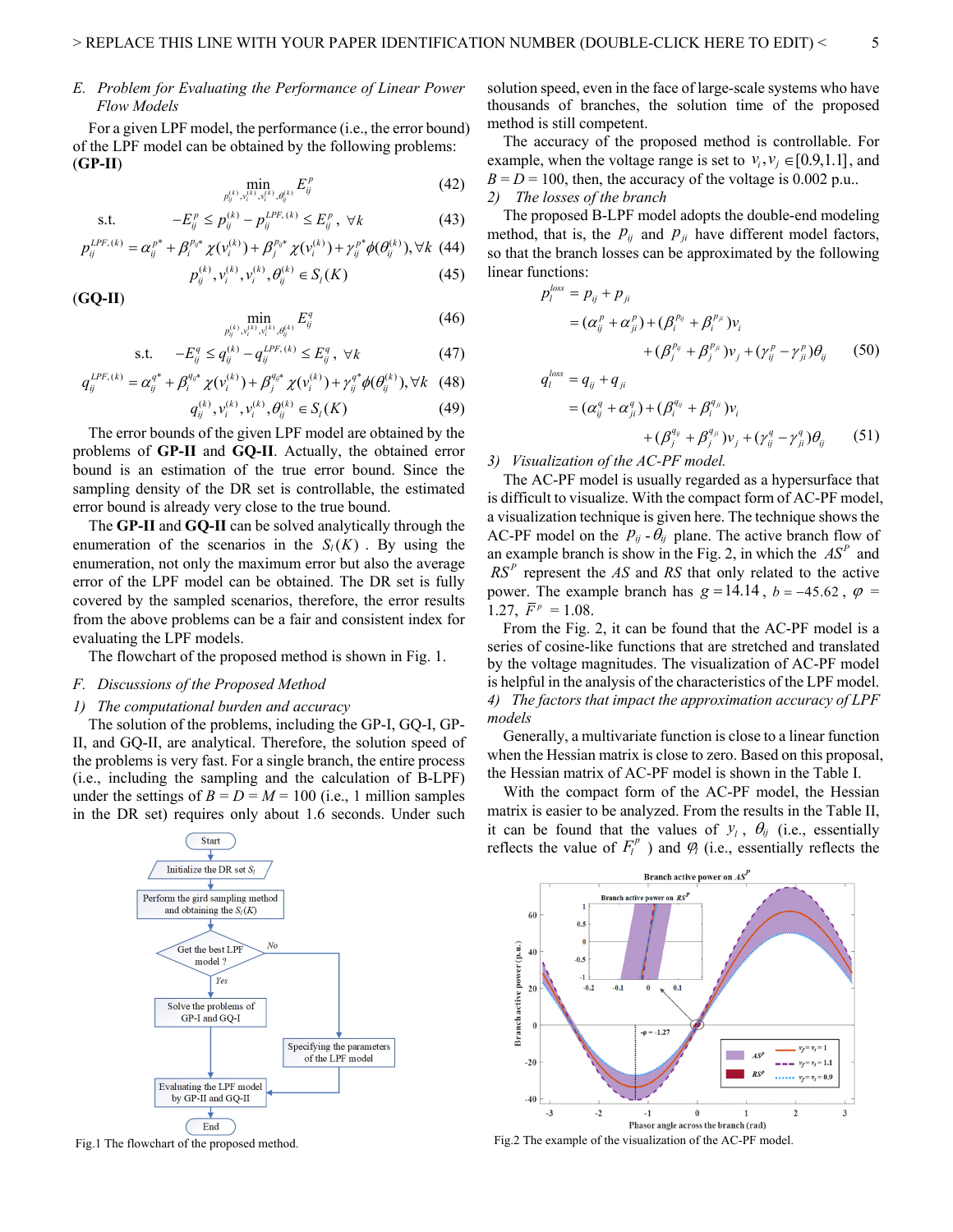### E. Problem for Evaluating the Performance of Linear Power Flow Models

For a given LPF model, the performance (i.e., the error bound) of the LPF model can be obtained by the following problems:

**(GP-II)**

$$\min_{p_{ij}^{(k)},v_i^{(k)},v_i^{(k)},\theta_{ij}^{(k)}} E_{ij}^p \tag{42}$$

$$\text{s.t.} \qquad -E_{ij}^p \le p_{ij}^{(k)} - p_{ij}^{LPF,(k)} \le E_{ij}^p,\ \forall k \tag{43}$$

$$p_{ij}^{LPF,(k)} = \alpha_{ij}^{p*} + \beta_i^{p_{ij}*}\chi(v_i^{(k)}) + \beta_j^{p_{ij}*}\chi(v_i^{(k)}) + \gamma_{ij}^{p*}\phi(\theta_{ij}^{(k)}), \forall k \tag{44}$$

$$p_{ij}^{(k)},v_i^{(k)},v_i^{(k)},\theta_{ij}^{(k)} \in S_l(K) \tag{45}$$

**(GQ-II)**

$$\min_{p_{ij}^{(k)},v_i^{(k)},v_i^{(k)},\theta_{ij}^{(k)}} E_{ij}^q \tag{46}$$

$$\text{s.t.} \qquad -E_{ij}^q \le q_{ij}^{(k)} - q_{ij}^{LPF,(k)} \le E_{ij}^q,\ \forall k \tag{47}$$

$$q_{ij}^{LPF,(k)} = \alpha_{ij}^{q*} + \beta_i^{q_{ij}*}\chi(v_i^{(k)}) + \beta_j^{q_{ij}*}\chi(v_i^{(k)}) + \gamma_{ij}^{q*}\phi(\theta_{ij}^{(k)}), \forall k \tag{48}$$

$$q_{ij}^{(k)},v_i^{(k)},v_i^{(k)},\theta_{ij}^{(k)} \in S_l(K) \tag{49}$$

The error bounds of the given LPF model are obtained by the problems of **GP-II** and **GQ-II**. Actually, the obtained error bound is an estimation of the true error bound. Since the sampling density of the DR set is controllable, the estimated error bound is already very close to the true bound.

The **GP-II** and **GQ-II** can be solved analytically through the enumeration of the scenarios in the $S_l(K)$. By using the enumeration, not only the maximum error but also the average error of the LPF model can be obtained. The DR set is fully covered by the sampled scenarios, therefore, the error results from the above problems can be a fair and consistent index for evaluating the LPF models.

The flowchart of the proposed method is shown in Fig. 1.

### F. Discussions of the Proposed Method

#### 1) The computational burden and accuracy

The solution of the problems, including the GP-I, GQ-I, GP-II, and GQ-II, are analytical. Therefore, the solution speed of the problems is very fast. For a single branch, the entire process (i.e., including the sampling and the calculation of B-LPF) under the settings of $B = D = M = 100$ (i.e., 1 million samples in the DR set) requires only about 1.6 seconds. Under such solution speed, even in the face of large-scale systems who have thousands of branches, the solution time of the proposed method is still competent.

Fig.1 The flowchart of the proposed method.

The accuracy of the proposed method is controllable. For example, when the voltage range is set to $v_i, v_j \in [0.9, 1.1]$, and $B = D = 100$, then, the accuracy of the voltage is 0.002 p.u..

#### 2) The losses of the branch

The proposed B-LPF model adopts the double-end modeling method, that is, the $p_{ij}$ and $p_{ji}$ have different model factors, so that the branch losses can be approximated by the following linear functions:

$$\begin{aligned} p_l^{loss} &= p_{ij} + p_{ji} \\ &= (\alpha_{ij}^p + \alpha_{ji}^p) + (\beta_i^{p_{ij}} + \beta_i^{p_{ji}})v_i \\ &\quad + (\beta_j^{p_{ij}} + \beta_j^{p_{ji}})v_j + (\gamma_{ij}^p - \gamma_{ji}^p)\theta_{ij} \end{aligned} \tag{50}$$

$$\begin{aligned} q_l^{loss} &= q_{ij} + q_{ji} \\ &= (\alpha_{ij}^q + \alpha_{ji}^q) + (\beta_i^{q_{ij}} + \beta_i^{q_{ji}})v_i \\ &\quad + (\beta_j^{q_{ij}} + \beta_j^{q_{ji}})v_j + (\gamma_{ij}^q - \gamma_{ji}^q)\theta_{ij} \end{aligned} \tag{51}$$

#### 3) Visualization of the AC-PF model.

The AC-PF model is usually regarded as a hypersurface that is difficult to visualize. With the compact form of AC-PF model, a visualization technique is given here. The technique shows the AC-PF model on the $p_{ij}$ - $\theta_{ij}$ plane. The active branch flow of an example branch is show in the Fig. 2, in which the $AS^P$ and $RS^P$ represent the $AS$ and $RS$ that only related to the active power. The example branch has $g = 14.14$, $b = -45.62$, $\varphi$ = 1.27, $\overline{F}^p$ = 1.08.

From the Fig. 2, it can be found that the AC-PF model is a series of cosine-like functions that are stretched and translated by the voltage magnitudes. The visualization of AC-PF model is helpful in the analysis of the characteristics of the LPF model.

#### 4) The factors that impact the approximation accuracy of LPF models

Generally, a multivariate function is close to a linear function when the Hessian matrix is close to zero. Based on this proposal, the Hessian matrix of AC-PF model is shown in the Table I.

With the compact form of the AC-PF model, the Hessian matrix is easier to be analyzed. From the results in the Table II, it can be found that the values of $y_l$, $\theta_{ij}$ (i.e., essentially reflects the value of $F_l^p$ ) and $\varphi_l$ (i.e., essentially reflects the

Fig.2 The example of the visualization of the AC-PF model.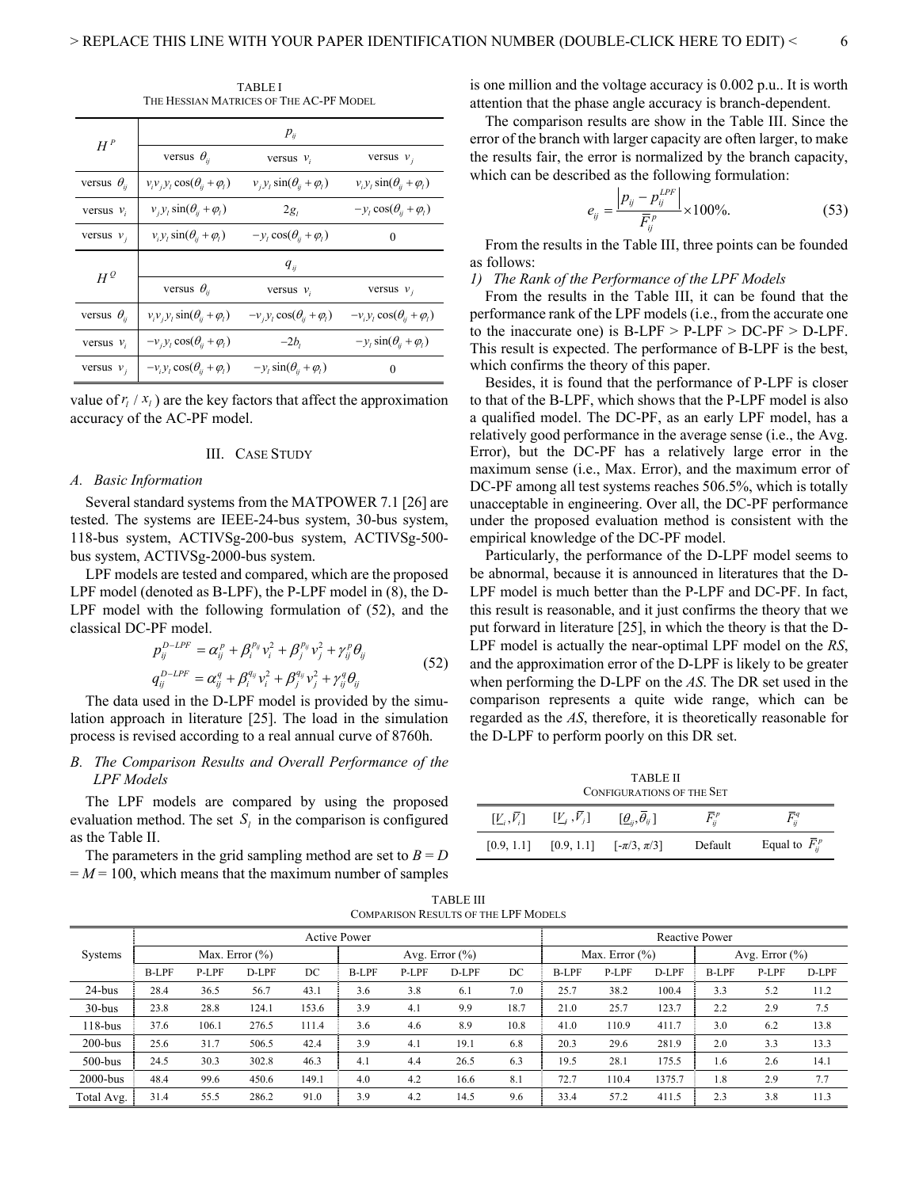TABLE I
THE HESSIAN MATRICES OF THE AC-PF MODEL

| $H^P$ | $p_{ij}$ | | |
|---|---|---|---|
| | versus $\theta_{ij}$ | versus $v_i$ | versus $v_j$ |
| versus $\theta_{ij}$ | $v_i v_j y_l \cos(\theta_{ij}+\varphi_l)$ | $v_j y_l \sin(\theta_{ij}+\varphi_l)$ | $v_i y_l \sin(\theta_{ij}+\varphi_l)$ |
| versus $v_i$ | $v_j y_l \sin(\theta_{ij}+\varphi_l)$ | $2g_l$ | $-y_l \cos(\theta_{ij}+\varphi_l)$ |
| versus $v_j$ | $v_i y_l \sin(\theta_{ij}+\varphi_l)$ | $-y_l \cos(\theta_{ij}+\varphi_l)$ | $0$ |
| $H^Q$ | $q_{ij}$ | | |
| | versus $\theta_{ij}$ | versus $v_i$ | versus $v_j$ |
| versus $\theta_{ij}$ | $v_i v_j y_l \sin(\theta_{ij}+\varphi_l)$ | $-v_j y_l \cos(\theta_{ij}+\varphi_l)$ | $-v_i y_l \cos(\theta_{ij}+\varphi_l)$ |
| versus $v_i$ | $-v_j y_l \cos(\theta_{ij}+\varphi_l)$ | $-2b_l$ | $-y_l \sin(\theta_{ij}+\varphi_l)$ |
| versus $v_j$ | $-v_i y_l \cos(\theta_{ij}+\varphi_l)$ | $-y_l \sin(\theta_{ij}+\varphi_l)$ | $0$ |

value of $r_l / x_l$ ) are the key factors that affect the approximation accuracy of the AC-PF model.

## III. CASE STUDY

### A. Basic Information

Several standard systems from the MATPOWER 7.1 [26] are tested. The systems are IEEE-24-bus system, 30-bus system, 118-bus system, ACTIVSg-200-bus system, ACTIVSg-500-bus system, ACTIVSg-2000-bus system.

LPF models are tested and compared, which are the proposed LPF model (denoted as B-LPF), the P-LPF model in (8), the D-LPF model with the following formulation of (52), and the classical DC-PF model.

$$
\begin{aligned}
p_{ij}^{D-LPF} &= \alpha_{ij}^{p} + \beta_i^{p_{ij}} v_i^2 + \beta_j^{p_{ij}} v_j^2 + \gamma_{ij}^{p} \theta_{ij} \\
q_{ij}^{D-LPF} &= \alpha_{ij}^{q} + \beta_i^{q_{ij}} v_i^2 + \beta_j^{q_{ij}} v_j^2 + \gamma_{ij}^{q} \theta_{ij}
\end{aligned}
\tag{52}
$$

The data used in the D-LPF model is provided by the simulation approach in literature [25]. The load in the simulation process is revised according to a real annual curve of 8760h.

### B. The Comparison Results and Overall Performance of the LPF Models

The LPF models are compared by using the proposed evaluation method. The set $S_l$ in the comparison is configured as the Table II.

The parameters in the grid sampling method are set to $B = D = M = 100$, which means that the maximum number of samples is one million and the voltage accuracy is 0.002 p.u.. It is worth attention that the phase angle accuracy is branch-dependent.

The comparison results are show in the Table III. Since the error of the branch with larger capacity are often larger, to make the results fair, the error is normalized by the branch capacity, which can be described as the following formulation:

$$
e_{ij} = \frac{\left| p_{ij} - p_{ij}^{LPF} \right|}{\bar{F}_{ij}^{p}} \times 100\%. \tag{53}
$$

From the results in the Table III, three points can be founded as follows:

#### 1) The Rank of the Performance of the LPF Models

From the results in the Table III, it can be found that the performance rank of the LPF models (i.e., from the accurate one to the inaccurate one) is B-LPF > P-LPF > DC-PF > D-LPF. This result is expected. The performance of B-LPF is the best, which confirms the theory of this paper.

Besides, it is found that the performance of P-LPF is closer to that of the B-LPF, which shows that the P-LPF model is also a qualified model. The DC-PF, as an early LPF model, has a relatively good performance in the average sense (i.e., the Avg. Error), but the DC-PF has a relatively large error in the maximum sense (i.e., Max. Error), and the maximum error of DC-PF among all test systems reaches 506.5%, which is totally unacceptable in engineering. Over all, the DC-PF performance under the proposed evaluation method is consistent with the empirical knowledge of the DC-PF model.

Particularly, the performance of the D-LPF model seems to be abnormal, because it is announced in literatures that the D-LPF model is much better than the P-LPF and DC-PF. In fact, this result is reasonable, and it just confirms the theory that we put forward in literature [25], in which the theory is that the D-LPF model is actually the near-optimal LPF model on the *RS*, and the approximation error of the D-LPF is likely to be greater when performing the D-LPF on the *AS*. The DR set used in the comparison represents a quite wide range, which can be regarded as the *AS*, therefore, it is theoretically reasonable for the D-LPF to perform poorly on this DR set.

TABLE II
CONFIGURATIONS OF THE SET

| $[\underline{V}_i, \bar{V}_i]$ | $[\underline{V}_j, \bar{V}_j]$ | $[\underline{\theta}_{ij}, \bar{\theta}_{ij}]$ | $\bar{F}_{ij}^{p}$ | $\bar{F}_{ij}^{q}$ |
|---|---|---|---|---|
| [0.9, 1.1] | [0.9, 1.1] | $[-\pi/3, \pi/3]$ | Default | Equal to $\bar{F}_{ij}^{p}$ |

TABLE III
COMPARISON RESULTS OF THE LPF MODELS

| Systems | Active Power | | | | | | | | Reactive Power | | | | | |
|---|---|---|---|---|---|---|---|---|---|---|---|---|---|---|
| | Max. Error (%) | | | | Avg. Error (%) | | | | Max. Error (%) | | | Avg. Error (%) | | |
| | B-LPF | P-LPF | D-LPF | DC | B-LPF | P-LPF | D-LPF | DC | B-LPF | P-LPF | D-LPF | B-LPF | P-LPF | D-LPF |
| 24-bus | 28.4 | 36.5 | 56.7 | 43.1 | 3.6 | 3.8 | 6.1 | 7.0 | 25.7 | 38.2 | 100.4 | 3.3 | 5.2 | 11.2 |
| 30-bus | 23.8 | 28.8 | 124.1 | 153.6 | 3.9 | 4.1 | 9.9 | 18.7 | 21.0 | 25.7 | 123.7 | 2.2 | 2.9 | 7.5 |
| 118-bus | 37.6 | 106.1 | 276.5 | 111.4 | 3.6 | 4.6 | 8.9 | 10.8 | 41.0 | 110.9 | 411.7 | 3.0 | 6.2 | 13.8 |
| 200-bus | 25.6 | 31.7 | 506.5 | 42.4 | 3.9 | 4.1 | 19.1 | 6.8 | 20.3 | 29.6 | 281.9 | 2.0 | 3.3 | 13.3 |
| 500-bus | 24.5 | 30.3 | 302.8 | 46.3 | 4.1 | 4.4 | 26.5 | 6.3 | 19.5 | 28.1 | 175.5 | 1.6 | 2.6 | 14.1 |
| 2000-bus | 48.4 | 99.6 | 450.6 | 149.1 | 4.0 | 4.2 | 16.6 | 8.1 | 72.7 | 110.4 | 1375.7 | 1.8 | 2.9 | 7.7 |
| Total Avg. | 31.4 | 55.5 | 286.2 | 91.0 | 3.9 | 4.2 | 14.5 | 9.6 | 33.4 | 57.2 | 411.5 | 2.3 | 3.8 | 11.3 |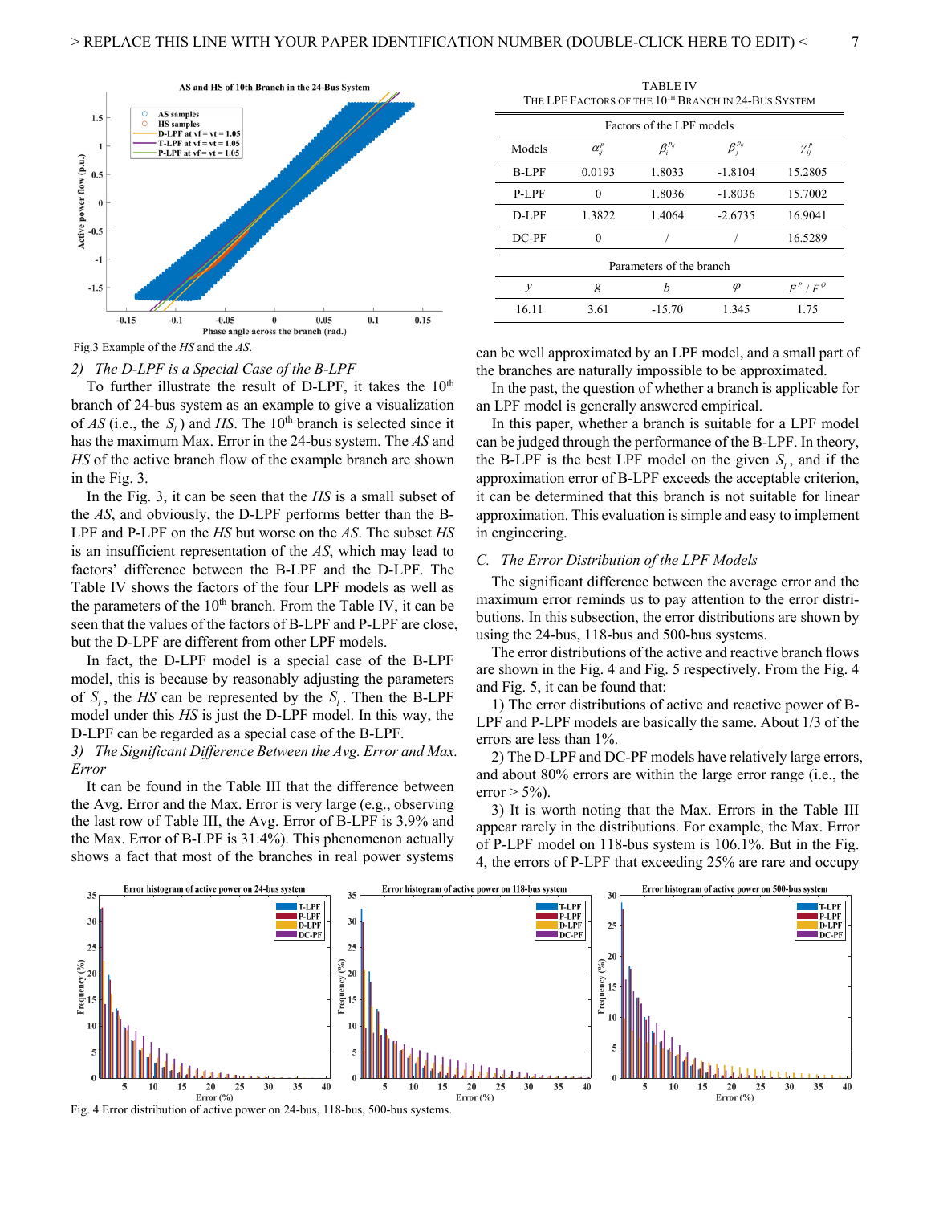Fig.3 Example of the *HS* and the *AS*.

*2) The D-LPF is a Special Case of the B-LPF*

To further illustrate the result of D-LPF, it takes the 10th branch of 24-bus system as an example to give a visualization of *AS* (i.e., the $S_l$) and *HS*. The 10th branch is selected since it has the maximum Max. Error in the 24-bus system. The *AS* and *HS* of the active branch flow of the example branch are shown in the Fig. 3.

In the Fig. 3, it can be seen that the *HS* is a small subset of the *AS*, and obviously, the D-LPF performs better than the B-LPF and P-LPF on the *HS* but worse on the *AS*. The subset *HS* is an insufficient representation of the *AS*, which may lead to factors' difference between the B-LPF and the D-LPF. The Table IV shows the factors of the four LPF models as well as the parameters of the 10th branch. From the Table IV, it can be seen that the values of the factors of B-LPF and P-LPF are close, but the D-LPF are different from other LPF models.

In fact, the D-LPF model is a special case of the B-LPF model, this is because by reasonably adjusting the parameters of $S_l$, the *HS* can be represented by the $S_l$. Then the B-LPF model under this *HS* is just the D-LPF model. In this way, the D-LPF can be regarded as a special case of the B-LPF.

*3) The Significant Difference Between the Avg. Error and Max. Error*

It can be found in the Table III that the difference between the Avg. Error and the Max. Error is very large (e.g., observing the last row of Table III, the Avg. Error of B-LPF is 3.9% and the Max. Error of B-LPF is 31.4%). This phenomenon actually shows a fact that most of the branches in real power systems can be well approximated by an LPF model, and a small part of the branches are naturally impossible to be approximated.

TABLE IV
THE LPF FACTORS OF THE 10TH BRANCH IN 24-BUS SYSTEM

| Factors of the LPF models | | | | |
|---|---|---|---|---|
| Models | $\alpha_{ij}^{p}$ | $\beta_{i}^{p_{ij}}$ | $\beta_{j}^{p_{ij}}$ | $\gamma_{ij}^{p}$ |
| B-LPF | 0.0193 | 1.8033 | -1.8104 | 15.2805 |
| P-LPF | 0 | 1.8036 | -1.8036 | 15.7002 |
| D-LPF | 1.3822 | 1.4064 | -2.6735 | 16.9041 |
| DC-PF | 0 | / | / | 16.5289 |
| **Parameters of the branch** | | | | |
| $y$ | $g$ | $b$ | $\varphi$ | $\bar{F}^{P} / \bar{F}^{Q}$ |
| 16.11 | 3.61 | -15.70 | 1.345 | 1.75 |

In the past, the question of whether a branch is applicable for an LPF model is generally answered empirical.

In this paper, whether a branch is suitable for a LPF model can be judged through the performance of the B-LPF. In theory, the B-LPF is the best LPF model on the given $S_l$, and if the approximation error of B-LPF exceeds the acceptable criterion, it can be determined that this branch is not suitable for linear approximation. This evaluation is simple and easy to implement in engineering.

### C. The Error Distribution of the LPF Models

The significant difference between the average error and the maximum error reminds us to pay attention to the error distributions. In this subsection, the error distributions are shown by using the 24-bus, 118-bus and 500-bus systems.

The error distributions of the active and reactive branch flows are shown in the Fig. 4 and Fig. 5 respectively. From the Fig. 4 and Fig. 5, it can be found that:

1) The error distributions of active and reactive power of B-LPF and P-LPF models are basically the same. About 1/3 of the errors are less than 1%.

2) The D-LPF and DC-PF models have relatively large errors, and about 80% errors are within the large error range (i.e., the error > 5%).

3) It is worth noting that the Max. Errors in the Table III appear rarely in the distributions. For example, the Max. Error of P-LPF model on 118-bus system is 106.1%. But in the Fig. 4, the errors of P-LPF that exceeding 25% are rare and occupy

Fig. 4 Error distribution of active power on 24-bus, 118-bus, 500-bus systems.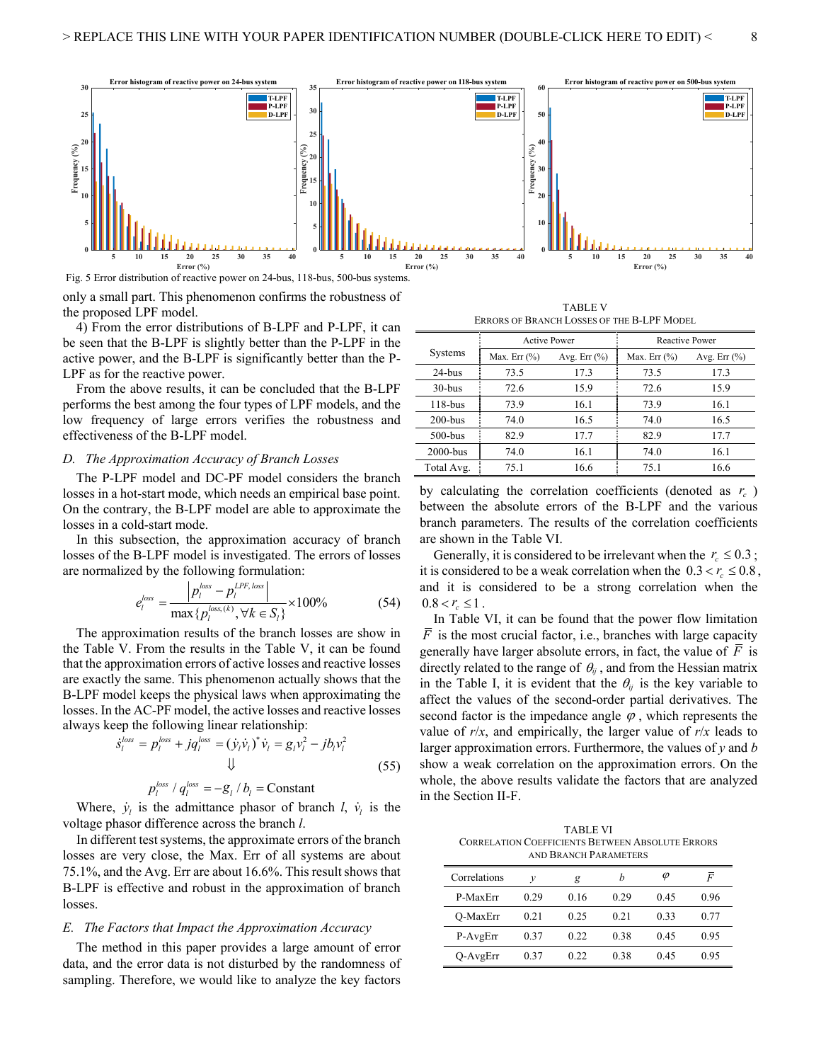Fig. 5 Error distribution of reactive power on 24-bus, 118-bus, 500-bus systems.

only a small part. This phenomenon confirms the robustness of the proposed LPF model.

4) From the error distributions of B-LPF and P-LPF, it can be seen that the B-LPF is slightly better than the P-LPF in the active power, and the B-LPF is significantly better than the P-LPF as for the reactive power.

From the above results, it can be concluded that the B-LPF performs the best among the four types of LPF models, and the low frequency of large errors verifies the robustness and effectiveness of the B-LPF model.

### *D. The Approximation Accuracy of Branch Losses*

The P-LPF model and DC-PF model considers the branch losses in a hot-start mode, which needs an empirical base point. On the contrary, the B-LPF model are able to approximate the losses in a cold-start mode.

In this subsection, the approximation accuracy of branch losses of the B-LPF model is investigated. The errors of losses are normalized by the following formulation:

$$e_l^{loss} = \frac{\left| p_l^{loss} - p_l^{LPF,loss} \right|}{\max\{p_l^{loss,(k)}, \forall k \in S_l\}} \times 100\% \tag{54}$$

The approximation results of the branch losses are show in the Table V. From the results in the Table V, it can be found that the approximation errors of active losses and reactive losses are exactly the same. This phenomenon actually shows that the B-LPF model keeps the physical laws when approximating the losses. In the AC-PF model, the active losses and reactive losses always keep the following linear relationship:

$$\begin{gathered} \dot{s}_l^{loss} = p_l^{loss} + jq_l^{loss} = (\dot{y}_l \dot{v}_l)^* \dot{v}_l = g_l v_l^2 - jb_l v_l^2 \\ \Downarrow \\ p_l^{loss} / q_l^{loss} = -g_l / b_l = \text{Constant} \end{gathered} \tag{55}$$

Where, $\dot{y}_l$ is the admittance phasor of branch $l$, $\dot{v}_l$ is the voltage phasor difference across the branch $l$.

In different test systems, the approximate errors of the branch losses are very close, the Max. Err of all systems are about 75.1%, and the Avg. Err are about 16.6%. This result shows that B-LPF is effective and robust in the approximation of branch losses.

### *E. The Factors that Impact the Approximation Accuracy*

The method in this paper provides a large amount of error data, and the error data is not disturbed by the randomness of sampling. Therefore, we would like to analyze the key factors by calculating the correlation coefficients (denoted as $r_c$) between the absolute errors of the B-LPF and the various branch parameters. The results of the correlation coefficients are shown in the Table VI.

TABLE V
ERRORS OF BRANCH LOSSES OF THE B-LPF MODEL

| Systems | Active Power | | Reactive Power | |
|---|---|---|---|---|
| | Max. Err (%) | Avg. Err (%) | Max. Err (%) | Avg. Err (%) |
| 24-bus | 73.5 | 17.3 | 73.5 | 17.3 |
| 30-bus | 72.6 | 15.9 | 72.6 | 15.9 |
| 118-bus | 73.9 | 16.1 | 73.9 | 16.1 |
| 200-bus | 74.0 | 16.5 | 74.0 | 16.5 |
| 500-bus | 82.9 | 17.7 | 82.9 | 17.7 |
| 2000-bus | 74.0 | 16.1 | 74.0 | 16.1 |
| Total Avg. | 75.1 | 16.6 | 75.1 | 16.6 |

Generally, it is considered to be irrelevant when the $r_c \le 0.3$; it is considered to be a weak correlation when the $0.3 < r_c \le 0.8$, and it is considered to be a strong correlation when the $0.8 < r_c \le 1$.

In Table VI, it can be found that the power flow limitation $\overline{F}$ is the most crucial factor, i.e., branches with large capacity generally have larger absolute errors, in fact, the value of $\overline{F}$ is directly related to the range of $\theta_{ij}$, and from the Hessian matrix in the Table I, it is evident that the $\theta_{ij}$ is the key variable to affect the values of the second-order partial derivatives. The second factor is the impedance angle $\varphi$, which represents the value of *r*/*x*, and empirically, the larger value of *r*/*x* leads to larger approximation errors. Furthermore, the values of *y* and *b* show a weak correlation on the approximation errors. On the whole, the above results validate the factors that are analyzed in the Section II-F.

TABLE VI
CORRELATION COEFFICIENTS BETWEEN ABSOLUTE ERRORS AND BRANCH PARAMETERS

| Correlations | $y$ | $g$ | $b$ | $\varphi$ | $\overline{F}$ |
|---|---|---|---|---|---|
| P-MaxErr | 0.29 | 0.16 | 0.29 | 0.45 | 0.96 |
| Q-MaxErr | 0.21 | 0.25 | 0.21 | 0.33 | 0.77 |
| P-AvgErr | 0.37 | 0.22 | 0.38 | 0.45 | 0.95 |
| Q-AvgErr | 0.37 | 0.22 | 0.38 | 0.45 | 0.95 |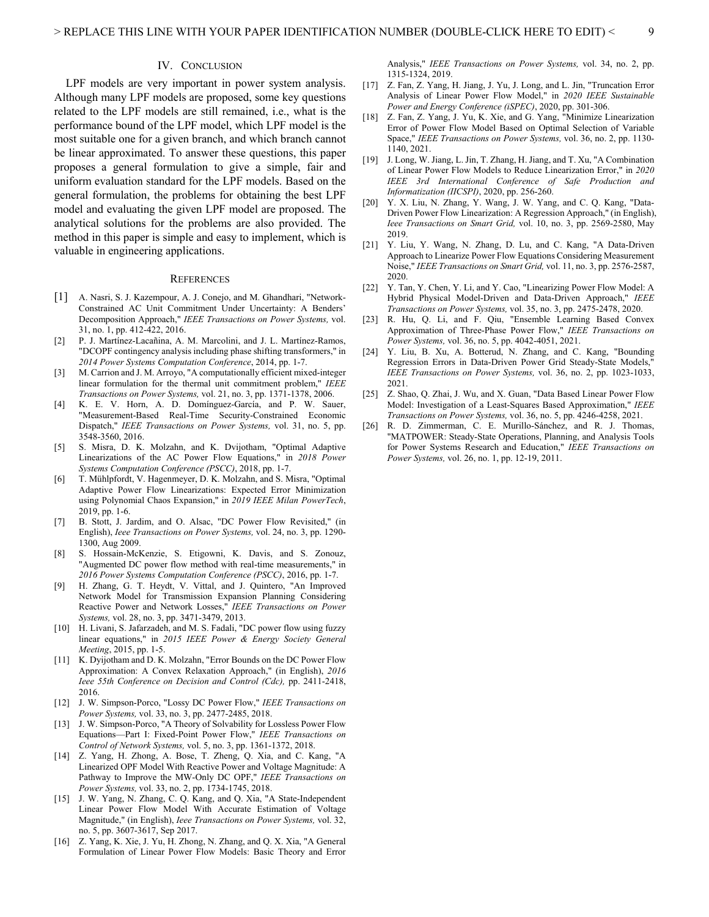## IV. Conclusion

LPF models are very important in power system analysis. Although many LPF models are proposed, some key questions related to the LPF models are still remained, i.e., what is the performance bound of the LPF model, which LPF model is the most suitable one for a given branch, and which branch cannot be linear approximated. To answer these questions, this paper proposes a general formulation to give a simple, fair and uniform evaluation standard for the LPF models. Based on the general formulation, the problems for obtaining the best LPF model and evaluating the given LPF model are proposed. The analytical solutions for the problems are also provided. The method in this paper is simple and easy to implement, which is valuable in engineering applications.

## References

[1] A. Nasri, S. J. Kazempour, A. J. Conejo, and M. Ghandhari, "Network-Constrained AC Unit Commitment Under Uncertainty: A Benders' Decomposition Approach," *IEEE Transactions on Power Systems,* vol. 31, no. 1, pp. 412-422, 2016.

[2] P. J. Martínez-Lacañina, A. M. Marcolini, and J. L. Martínez-Ramos, "DCOPF contingency analysis including phase shifting transformers," in *2014 Power Systems Computation Conference*, 2014, pp. 1-7.

[3] M. Carrion and J. M. Arroyo, "A computationally efficient mixed-integer linear formulation for the thermal unit commitment problem," *IEEE Transactions on Power Systems,* vol. 21, no. 3, pp. 1371-1378, 2006.

[4] K. E. V. Horn, A. D. Domínguez-García, and P. W. Sauer, "Measurement-Based Real-Time Security-Constrained Economic Dispatch," *IEEE Transactions on Power Systems,* vol. 31, no. 5, pp. 3548-3560, 2016.

[5] S. Misra, D. K. Molzahn, and K. Dvijotham, "Optimal Adaptive Linearizations of the AC Power Flow Equations," in *2018 Power Systems Computation Conference (PSCC)*, 2018, pp. 1-7.

[6] T. Mühlpfordt, V. Hagenmeyer, D. K. Molzahn, and S. Misra, "Optimal Adaptive Power Flow Linearizations: Expected Error Minimization using Polynomial Chaos Expansion," in *2019 IEEE Milan PowerTech*, 2019, pp. 1-6.

[7] B. Stott, J. Jardim, and O. Alsac, "DC Power Flow Revisited," (in English), *Ieee Transactions on Power Systems,* vol. 24, no. 3, pp. 1290-1300, Aug 2009.

[8] S. Hossain-McKenzie, S. Etigowni, K. Davis, and S. Zonouz, "Augmented DC power flow method with real-time measurements," in *2016 Power Systems Computation Conference (PSCC)*, 2016, pp. 1-7.

[9] H. Zhang, G. T. Heydt, V. Vittal, and J. Quintero, "An Improved Network Model for Transmission Expansion Planning Considering Reactive Power and Network Losses," *IEEE Transactions on Power Systems,* vol. 28, no. 3, pp. 3471-3479, 2013.

[10] H. Livani, S. Jafarzadeh, and M. S. Fadali, "DC power flow using fuzzy linear equations," in *2015 IEEE Power & Energy Society General Meeting*, 2015, pp. 1-5.

[11] K. Dyijotham and D. K. Molzahn, "Error Bounds on the DC Power Flow Approximation: A Convex Relaxation Approach," (in English), *2016 Ieee 55th Conference on Decision and Control (Cdc),* pp. 2411-2418, 2016.

[12] J. W. Simpson-Porco, "Lossy DC Power Flow," *IEEE Transactions on Power Systems,* vol. 33, no. 3, pp. 2477-2485, 2018.

[13] J. W. Simpson-Porco, "A Theory of Solvability for Lossless Power Flow Equations—Part I: Fixed-Point Power Flow," *IEEE Transactions on Control of Network Systems,* vol. 5, no. 3, pp. 1361-1372, 2018.

[14] Z. Yang, H. Zhong, A. Bose, T. Zheng, Q. Xia, and C. Kang, "A Linearized OPF Model With Reactive Power and Voltage Magnitude: A Pathway to Improve the MW-Only DC OPF," *IEEE Transactions on Power Systems,* vol. 33, no. 2, pp. 1734-1745, 2018.

[15] J. W. Yang, N. Zhang, C. Q. Kang, and Q. Xia, "A State-Independent Linear Power Flow Model With Accurate Estimation of Voltage Magnitude," (in English), *Ieee Transactions on Power Systems,* vol. 32, no. 5, pp. 3607-3617, Sep 2017.

[16] Z. Yang, K. Xie, J. Yu, H. Zhong, N. Zhang, and Q. X. Xia, "A General Formulation of Linear Power Flow Models: Basic Theory and Error Analysis," *IEEE Transactions on Power Systems,* vol. 34, no. 2, pp. 1315-1324, 2019.

[17] Z. Fan, Z. Yang, H. Jiang, J. Yu, J. Long, and L. Jin, "Truncation Error Analysis of Linear Power Flow Model," in *2020 IEEE Sustainable Power and Energy Conference (iSPEC)*, 2020, pp. 301-306.

[18] Z. Fan, Z. Yang, J. Yu, K. Xie, and G. Yang, "Minimize Linearization Error of Power Flow Model Based on Optimal Selection of Variable Space," *IEEE Transactions on Power Systems,* vol. 36, no. 2, pp. 1130-1140, 2021.

[19] J. Long, W. Jiang, L. Jin, T. Zhang, H. Jiang, and T. Xu, "A Combination of Linear Power Flow Models to Reduce Linearization Error," in *2020 IEEE 3rd International Conference of Safe Production and Informatization (IICSPI)*, 2020, pp. 256-260.

[20] Y. X. Liu, N. Zhang, Y. Wang, J. W. Yang, and C. Q. Kang, "Data-Driven Power Flow Linearization: A Regression Approach," (in English), *Ieee Transactions on Smart Grid,* vol. 10, no. 3, pp. 2569-2580, May 2019.

[21] Y. Liu, Y. Wang, N. Zhang, D. Lu, and C. Kang, "A Data-Driven Approach to Linearize Power Flow Equations Considering Measurement Noise," *IEEE Transactions on Smart Grid,* vol. 11, no. 3, pp. 2576-2587, 2020.

[22] Y. Tan, Y. Chen, Y. Li, and Y. Cao, "Linearizing Power Flow Model: A Hybrid Physical Model-Driven and Data-Driven Approach," *IEEE Transactions on Power Systems,* vol. 35, no. 3, pp. 2475-2478, 2020.

[23] R. Hu, Q. Li, and F. Qiu, "Ensemble Learning Based Convex Approximation of Three-Phase Power Flow," *IEEE Transactions on Power Systems,* vol. 36, no. 5, pp. 4042-4051, 2021.

[24] Y. Liu, B. Xu, A. Botterud, N. Zhang, and C. Kang, "Bounding Regression Errors in Data-Driven Power Grid Steady-State Models," *IEEE Transactions on Power Systems,* vol. 36, no. 2, pp. 1023-1033, 2021.

[25] Z. Shao, Q. Zhai, J. Wu, and X. Guan, "Data Based Linear Power Flow Model: Investigation of a Least-Squares Based Approximation," *IEEE Transactions on Power Systems,* vol. 36, no. 5, pp. 4246-4258, 2021.

[26] R. D. Zimmerman, C. E. Murillo-Sánchez, and R. J. Thomas, "MATPOWER: Steady-State Operations, Planning, and Analysis Tools for Power Systems Research and Education," *IEEE Transactions on Power Systems,* vol. 26, no. 1, pp. 12-19, 2011.